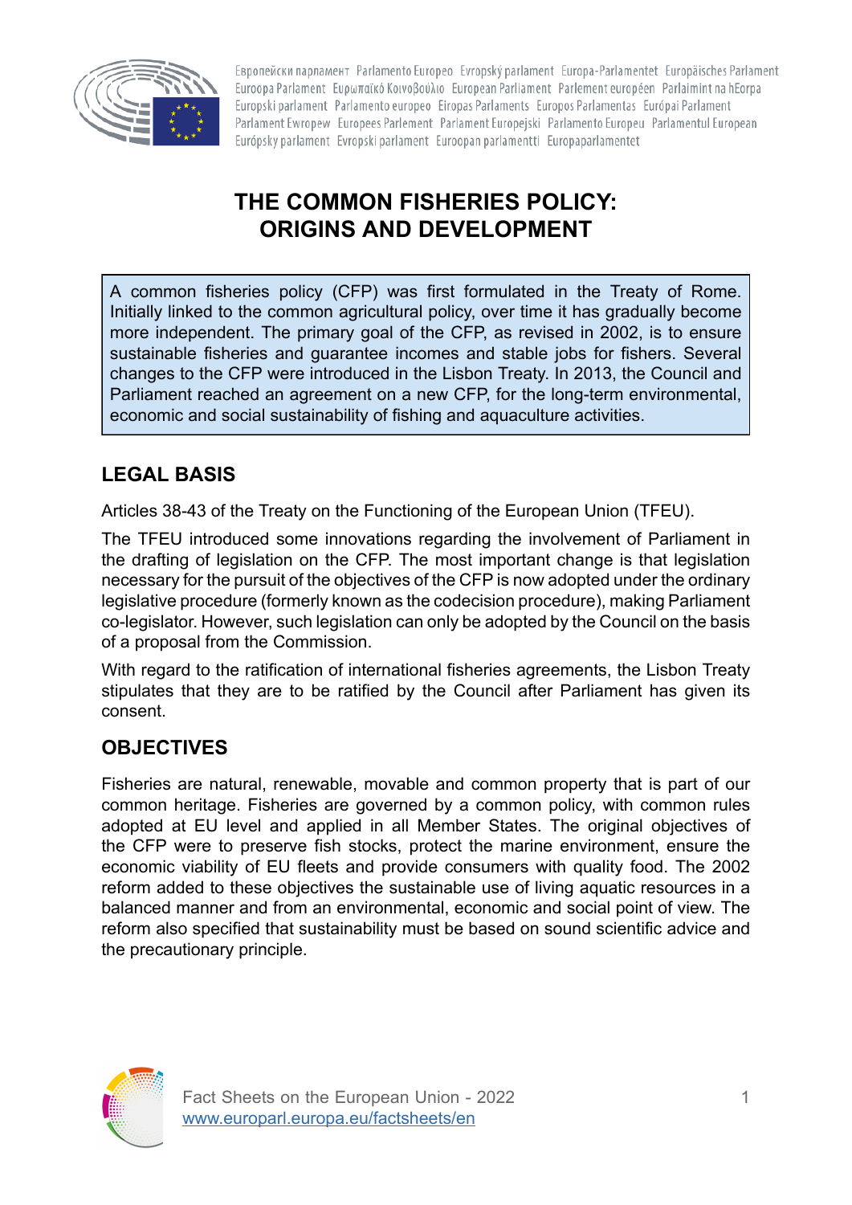# THE COMMON FISHERIES POLICY: ORIGINS AND DEVELOPMENT

A common fisheries policy (CFP) was first formulated in the Treaty of Rome. Initially linked to the common agricultural policy, over time it has gradually become more independent. The primary goal of the CFP, as revised in 2002, is to ensure sustainable fisheries and guarantee incomes and stable jobs for fishers. Several changes to the CFP were introduced in the Lisbon Treaty. In 2013, the Council and Parliament reached an agreement on a new CFP, for the long-term environmental, economic and social sustainability of fishing and aquaculture activities.

## LEGAL BASIS

Articles 38-43 of the Treaty on the Functioning of the European Union (TFEU).

The TFEU introduced some innovations regarding the involvement of Parliament in the drafting of legislation on the CFP. The most important change is that legislation necessary for the pursuit of the objectives of the CFP is now adopted under the ordinary legislative procedure (formerly known as the codecision procedure), making Parliament co-legislator. However, such legislation can only be adopted by the Council on the basis of a proposal from the Commission.

With regard to the ratification of international fisheries agreements, the Lisbon Treaty stipulates that they are to be ratified by the Council after Parliament has given its consent.

## OBJECTIVES

Fisheries are natural, renewable, movable and common property that is part of our common heritage. Fisheries are governed by a common policy, with common rules adopted at EU level and applied in all Member States. The original objectives of the CFP were to preserve fish stocks, protect the marine environment, ensure the economic viability of EU fleets and provide consumers with quality food. The 2002 reform added to these objectives the sustainable use of living aquatic resources in a balanced manner and from an environmental, economic and social point of view. The reform also specified that sustainability must be based on sound scientific advice and the precautionary principle.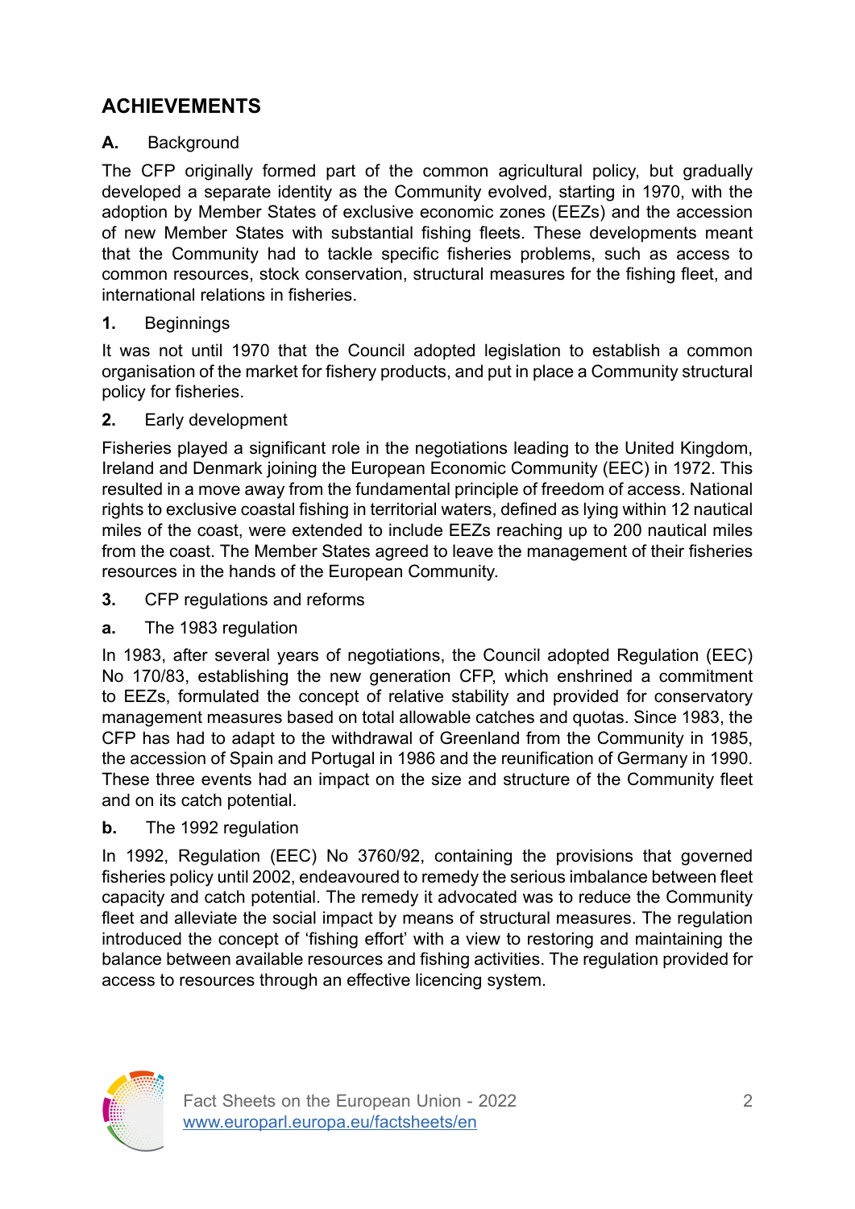## ACHIEVEMENTS

### A. Background

The CFP originally formed part of the common agricultural policy, but gradually developed a separate identity as the Community evolved, starting in 1970, with the adoption by Member States of exclusive economic zones (EEZs) and the accession of new Member States with substantial fishing fleets. These developments meant that the Community had to tackle specific fisheries problems, such as access to common resources, stock conservation, structural measures for the fishing fleet, and international relations in fisheries.

#### 1. Beginnings

It was not until 1970 that the Council adopted legislation to establish a common organisation of the market for fishery products, and put in place a Community structural policy for fisheries.

#### 2. Early development

Fisheries played a significant role in the negotiations leading to the United Kingdom, Ireland and Denmark joining the European Economic Community (EEC) in 1972. This resulted in a move away from the fundamental principle of freedom of access. National rights to exclusive coastal fishing in territorial waters, defined as lying within 12 nautical miles of the coast, were extended to include EEZs reaching up to 200 nautical miles from the coast. The Member States agreed to leave the management of their fisheries resources in the hands of the European Community.

#### 3. CFP regulations and reforms

##### a. The 1983 regulation

In 1983, after several years of negotiations, the Council adopted Regulation (EEC) No 170/83, establishing the new generation CFP, which enshrined a commitment to EEZs, formulated the concept of relative stability and provided for conservatory management measures based on total allowable catches and quotas. Since 1983, the CFP has had to adapt to the withdrawal of Greenland from the Community in 1985, the accession of Spain and Portugal in 1986 and the reunification of Germany in 1990. These three events had an impact on the size and structure of the Community fleet and on its catch potential.

##### b. The 1992 regulation

In 1992, Regulation (EEC) No 3760/92, containing the provisions that governed fisheries policy until 2002, endeavoured to remedy the serious imbalance between fleet capacity and catch potential. The remedy it advocated was to reduce the Community fleet and alleviate the social impact by means of structural measures. The regulation introduced the concept of 'fishing effort' with a view to restoring and maintaining the balance between available resources and fishing activities. The regulation provided for access to resources through an effective licencing system.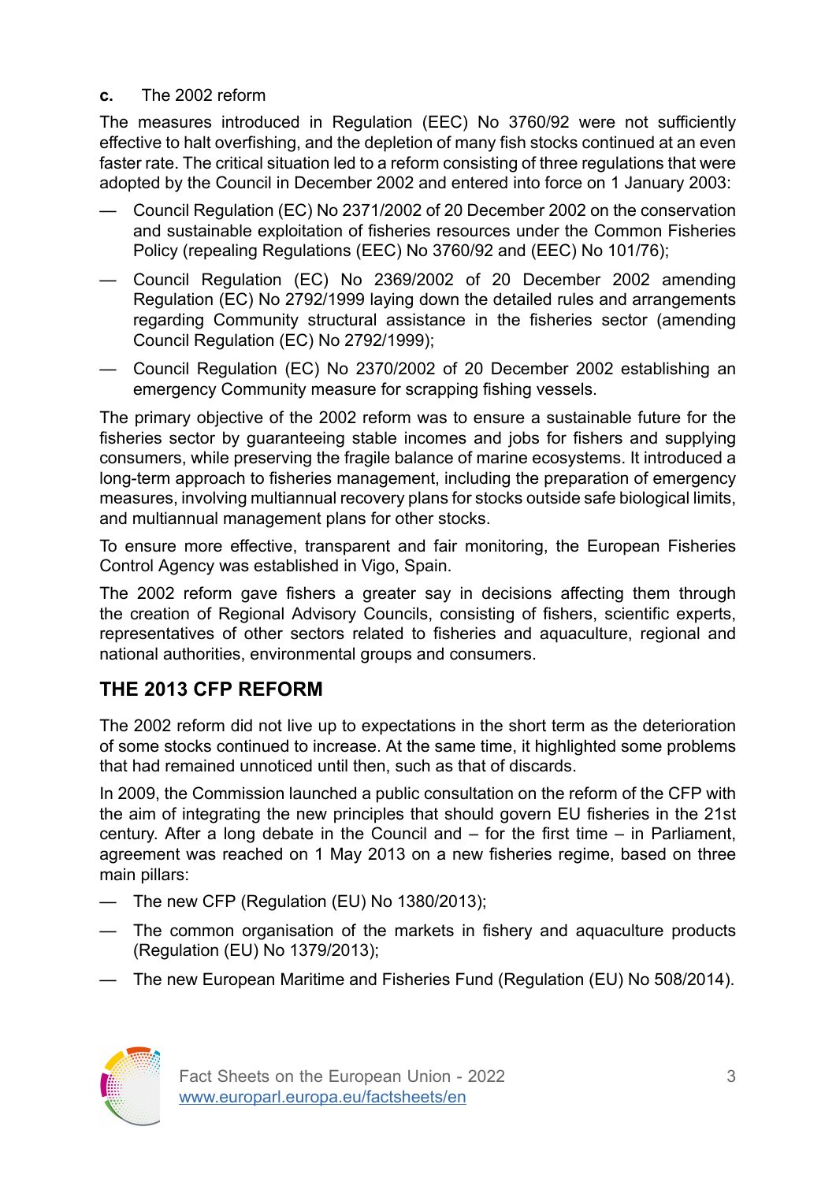**c.** The 2002 reform

The measures introduced in Regulation (EEC) No 3760/92 were not sufficiently effective to halt overfishing, and the depletion of many fish stocks continued at an even faster rate. The critical situation led to a reform consisting of three regulations that were adopted by the Council in December 2002 and entered into force on 1 January 2003:

- Council Regulation (EC) No 2371/2002 of 20 December 2002 on the conservation and sustainable exploitation of fisheries resources under the Common Fisheries Policy (repealing Regulations (EEC) No 3760/92 and (EEC) No 101/76);
- Council Regulation (EC) No 2369/2002 of 20 December 2002 amending Regulation (EC) No 2792/1999 laying down the detailed rules and arrangements regarding Community structural assistance in the fisheries sector (amending Council Regulation (EC) No 2792/1999);
- Council Regulation (EC) No 2370/2002 of 20 December 2002 establishing an emergency Community measure for scrapping fishing vessels.

The primary objective of the 2002 reform was to ensure a sustainable future for the fisheries sector by guaranteeing stable incomes and jobs for fishers and supplying consumers, while preserving the fragile balance of marine ecosystems. It introduced a long-term approach to fisheries management, including the preparation of emergency measures, involving multiannual recovery plans for stocks outside safe biological limits, and multiannual management plans for other stocks.

To ensure more effective, transparent and fair monitoring, the European Fisheries Control Agency was established in Vigo, Spain.

The 2002 reform gave fishers a greater say in decisions affecting them through the creation of Regional Advisory Councils, consisting of fishers, scientific experts, representatives of other sectors related to fisheries and aquaculture, regional and national authorities, environmental groups and consumers.

## THE 2013 CFP REFORM

The 2002 reform did not live up to expectations in the short term as the deterioration of some stocks continued to increase. At the same time, it highlighted some problems that had remained unnoticed until then, such as that of discards.

In 2009, the Commission launched a public consultation on the reform of the CFP with the aim of integrating the new principles that should govern EU fisheries in the 21st century. After a long debate in the Council and – for the first time – in Parliament, agreement was reached on 1 May 2013 on a new fisheries regime, based on three main pillars:

- The new CFP (Regulation (EU) No 1380/2013);
- The common organisation of the markets in fishery and aquaculture products (Regulation (EU) No 1379/2013);
- The new European Maritime and Fisheries Fund (Regulation (EU) No 508/2014).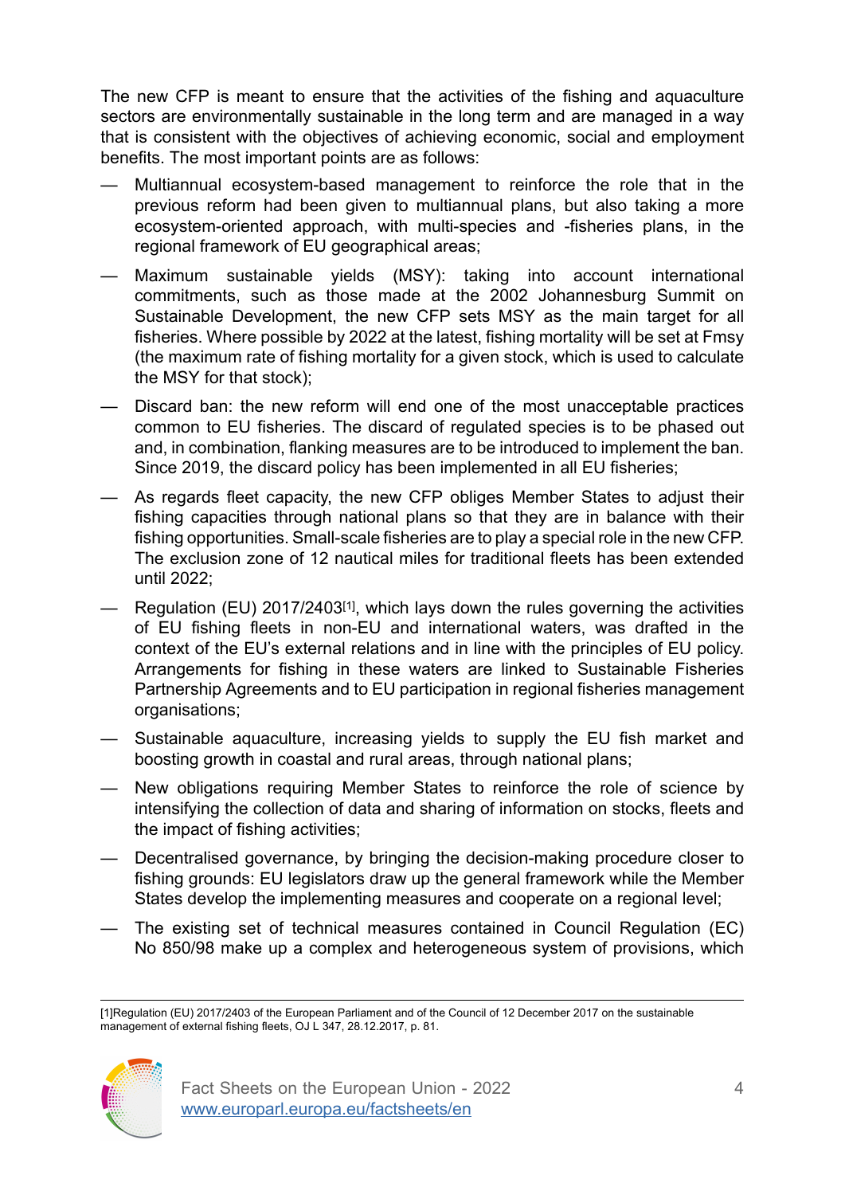The new CFP is meant to ensure that the activities of the fishing and aquaculture sectors are environmentally sustainable in the long term and are managed in a way that is consistent with the objectives of achieving economic, social and employment benefits. The most important points are as follows:

- Multiannual ecosystem-based management to reinforce the role that in the previous reform had been given to multiannual plans, but also taking a more ecosystem-oriented approach, with multi-species and -fisheries plans, in the regional framework of EU geographical areas;
- Maximum sustainable yields (MSY): taking into account international commitments, such as those made at the 2002 Johannesburg Summit on Sustainable Development, the new CFP sets MSY as the main target for all fisheries. Where possible by 2022 at the latest, fishing mortality will be set at Fmsy (the maximum rate of fishing mortality for a given stock, which is used to calculate the MSY for that stock);
- Discard ban: the new reform will end one of the most unacceptable practices common to EU fisheries. The discard of regulated species is to be phased out and, in combination, flanking measures are to be introduced to implement the ban. Since 2019, the discard policy has been implemented in all EU fisheries;
- As regards fleet capacity, the new CFP obliges Member States to adjust their fishing capacities through national plans so that they are in balance with their fishing opportunities. Small-scale fisheries are to play a special role in the new CFP. The exclusion zone of 12 nautical miles for traditional fleets has been extended until 2022;
- Regulation (EU) 2017/2403[1], which lays down the rules governing the activities of EU fishing fleets in non-EU and international waters, was drafted in the context of the EU's external relations and in line with the principles of EU policy. Arrangements for fishing in these waters are linked to Sustainable Fisheries Partnership Agreements and to EU participation in regional fisheries management organisations;
- Sustainable aquaculture, increasing yields to supply the EU fish market and boosting growth in coastal and rural areas, through national plans;
- New obligations requiring Member States to reinforce the role of science by intensifying the collection of data and sharing of information on stocks, fleets and the impact of fishing activities;
- Decentralised governance, by bringing the decision-making procedure closer to fishing grounds: EU legislators draw up the general framework while the Member States develop the implementing measures and cooperate on a regional level;
- The existing set of technical measures contained in Council Regulation (EC) No 850/98 make up a complex and heterogeneous system of provisions, which

---

[1]Regulation (EU) 2017/2403 of the European Parliament and of the Council of 12 December 2017 on the sustainable management of external fishing fleets, OJ L 347, 28.12.2017, p. 81.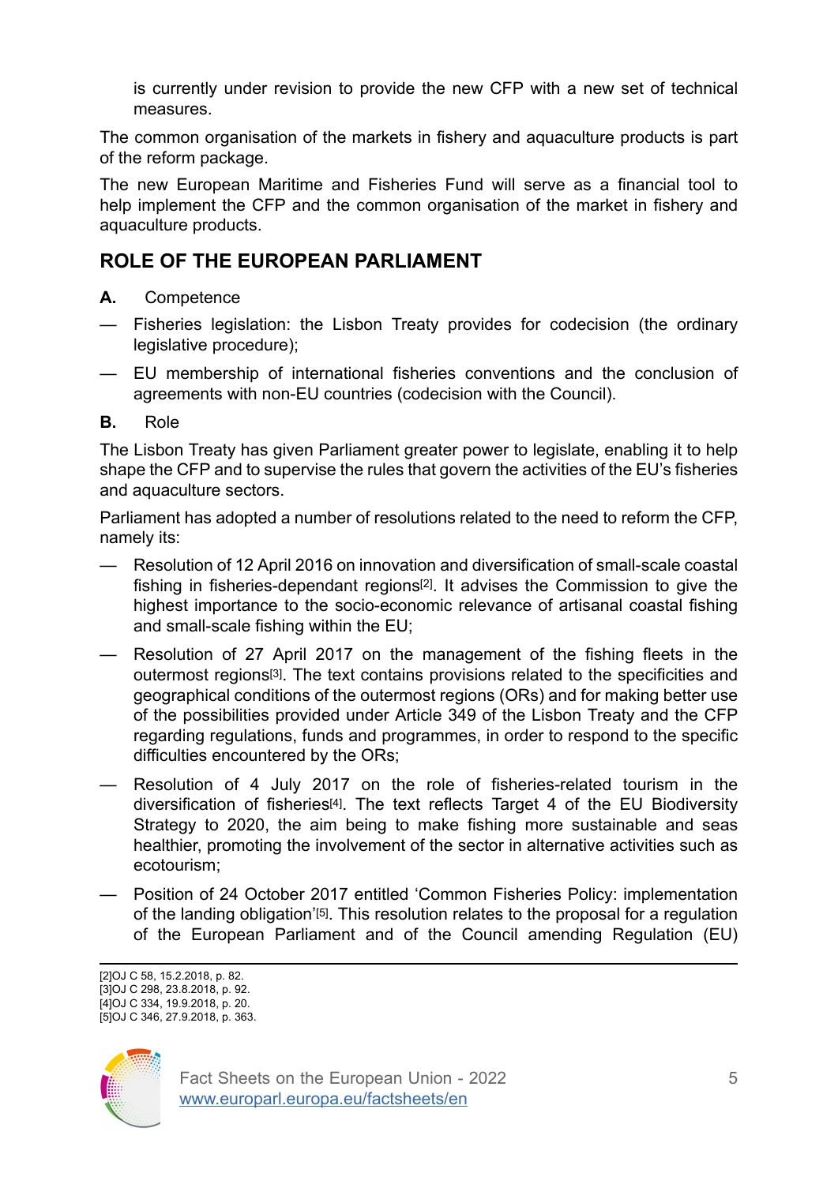is currently under revision to provide the new CFP with a new set of technical measures.

The common organisation of the markets in fishery and aquaculture products is part of the reform package.

The new European Maritime and Fisheries Fund will serve as a financial tool to help implement the CFP and the common organisation of the market in fishery and aquaculture products.

## ROLE OF THE EUROPEAN PARLIAMENT

**A.** Competence

— Fisheries legislation: the Lisbon Treaty provides for codecision (the ordinary legislative procedure);

— EU membership of international fisheries conventions and the conclusion of agreements with non-EU countries (codecision with the Council).

**B.** Role

The Lisbon Treaty has given Parliament greater power to legislate, enabling it to help shape the CFP and to supervise the rules that govern the activities of the EU's fisheries and aquaculture sectors.

Parliament has adopted a number of resolutions related to the need to reform the CFP, namely its:

— Resolution of 12 April 2016 on innovation and diversification of small-scale coastal fishing in fisheries-dependant regions[2]. It advises the Commission to give the highest importance to the socio-economic relevance of artisanal coastal fishing and small-scale fishing within the EU;

— Resolution of 27 April 2017 on the management of the fishing fleets in the outermost regions[3]. The text contains provisions related to the specificities and geographical conditions of the outermost regions (ORs) and for making better use of the possibilities provided under Article 349 of the Lisbon Treaty and the CFP regarding regulations, funds and programmes, in order to respond to the specific difficulties encountered by the ORs;

— Resolution of 4 July 2017 on the role of fisheries-related tourism in the diversification of fisheries[4]. The text reflects Target 4 of the EU Biodiversity Strategy to 2020, the aim being to make fishing more sustainable and seas healthier, promoting the involvement of the sector in alternative activities such as ecotourism;

— Position of 24 October 2017 entitled 'Common Fisheries Policy: implementation of the landing obligation'[5]. This resolution relates to the proposal for a regulation of the European Parliament and of the Council amending Regulation (EU)

---

[2]OJ C 58, 15.2.2018, p. 82.
[3]OJ C 298, 23.8.2018, p. 92.
[4]OJ C 334, 19.9.2018, p. 20.
[5]OJ C 346, 27.9.2018, p. 363.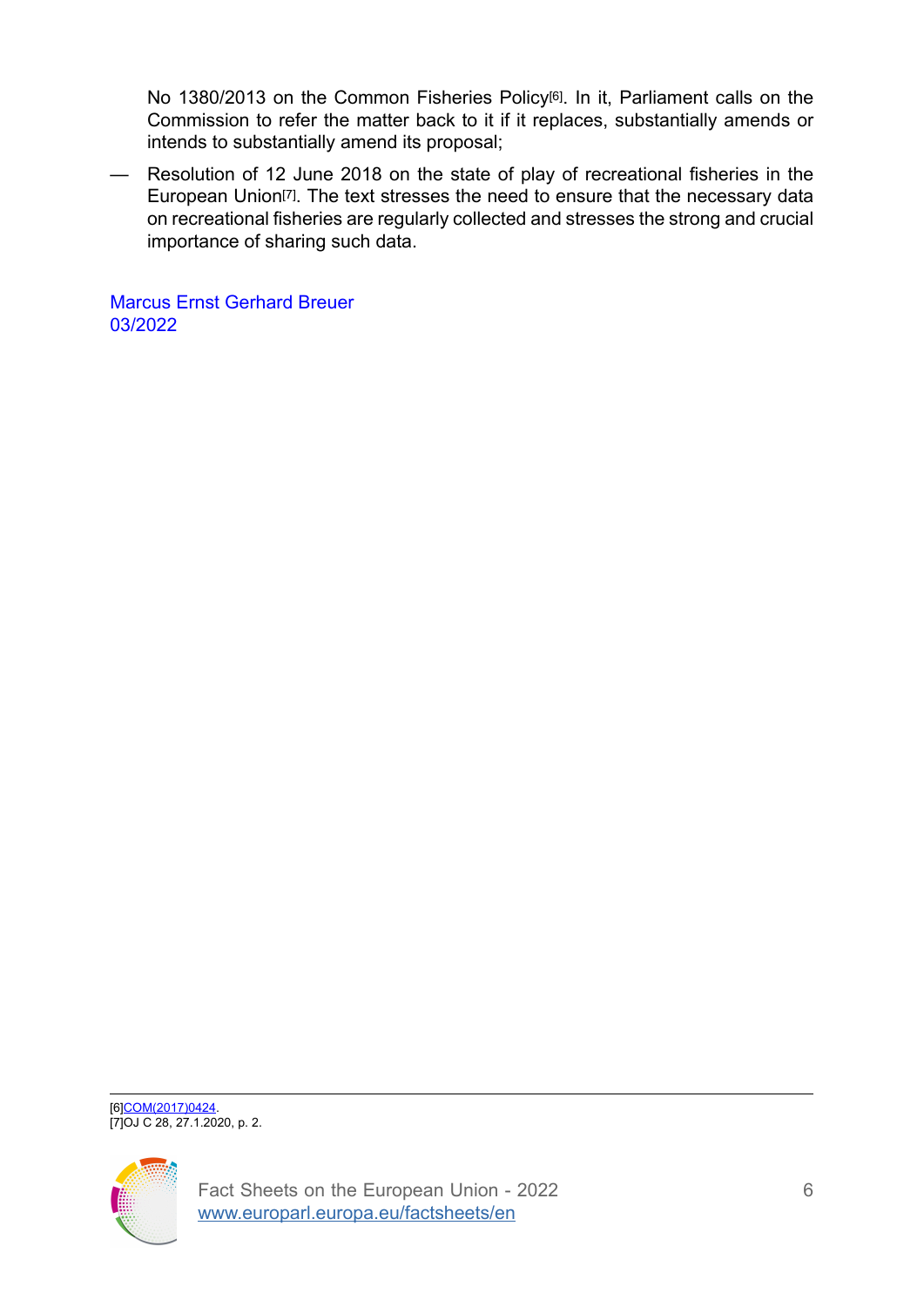No 1380/2013 on the Common Fisheries Policy[6]. In it, Parliament calls on the Commission to refer the matter back to it if it replaces, substantially amends or intends to substantially amend its proposal;

— Resolution of 12 June 2018 on the state of play of recreational fisheries in the European Union[7]. The text stresses the need to ensure that the necessary data on recreational fisheries are regularly collected and stresses the strong and crucial importance of sharing such data.

Marcus Ernst Gerhard Breuer
03/2022

[6]COM(2017)0424.
[7]OJ C 28, 27.1.2020, p. 2.